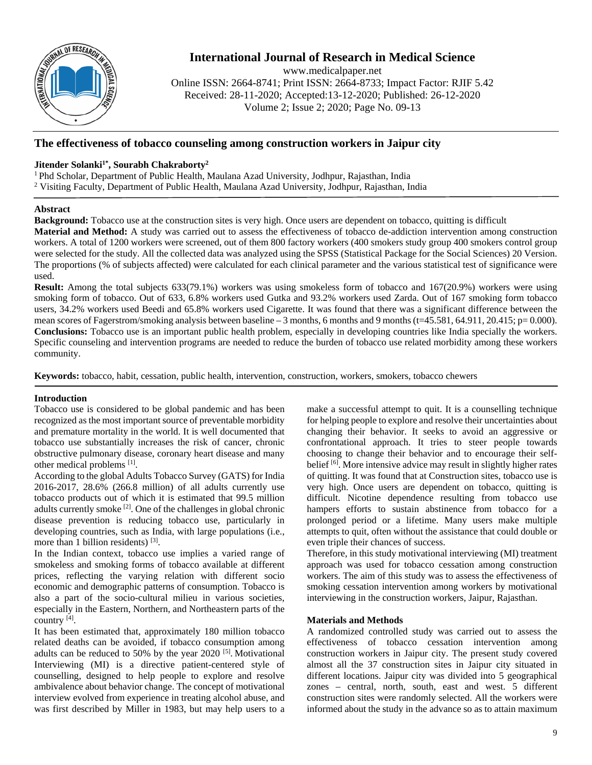# International Journal of Research in Medical Science

www.medicalpaper.net

Online ISSN: 2664-8741; Print ISSN: 2664-8733; Impact Factor: RJIF 5.42

Received: 28-11-2020; Accepted:13-12-2020; Published: 26-12-2020

Volume 2; Issue 2; 2020; Page No. 09-13

## The effectiveness of tobacco counseling among construction workers in Jaipur city

**Jitender Solanki[1*], Sourabh Chakraborty[2]**

[1] Phd Scholar, Department of Public Health, Maulana Azad University, Jodhpur, Rajasthan, India

[2] Visiting Faculty, Department of Public Health, Maulana Azad University, Jodhpur, Rajasthan, India

### Abstract

**Background:** Tobacco use at the construction sites is very high. Once users are dependent on tobacco, quitting is difficult

**Material and Method:** A study was carried out to assess the effectiveness of tobacco de-addiction intervention among construction workers. A total of 1200 workers were screened, out of them 800 factory workers (400 smokers study group 400 smokers control group were selected for the study. All the collected data was analyzed using the SPSS (Statistical Package for the Social Sciences) 20 Version. The proportions (% of subjects affected) were calculated for each clinical parameter and the various statistical test of significance were used.

**Result:** Among the total subjects 633(79.1%) workers was using smokeless form of tobacco and 167(20.9%) workers were using smoking form of tobacco. Out of 633, 6.8% workers used Gutka and 93.2% workers used Zarda. Out of 167 smoking form tobacco users, 34.2% workers used Beedi and 65.8% workers used Cigarette. It was found that there was a significant difference between the mean scores of Fagerstrom/smoking analysis between baseline – 3 months, 6 months and 9 months ($t$=45.581, 64.911, 20.415; $p$= 0.000).

**Conclusions:** Tobacco use is an important public health problem, especially in developing countries like India specially the workers. Specific counseling and intervention programs are needed to reduce the burden of tobacco use related morbidity among these workers community.

**Keywords:** tobacco, habit, cessation, public health, intervention, construction, workers, smokers, tobacco chewers

### Introduction

Tobacco use is considered to be global pandemic and has been recognized as the most important source of preventable morbidity and premature mortality in the world. It is well documented that tobacco use substantially increases the risk of cancer, chronic obstructive pulmonary disease, coronary heart disease and many other medical problems [1].

According to the global Adults Tobacco Survey (GATS) for India 2016-2017, 28.6% (266.8 million) of all adults currently use tobacco products out of which it is estimated that 99.5 million adults currently smoke [2]. One of the challenges in global chronic disease prevention is reducing tobacco use, particularly in developing countries, such as India, with large populations (i.e., more than 1 billion residents) [3].

In the Indian context, tobacco use implies a varied range of smokeless and smoking forms of tobacco available at different prices, reflecting the varying relation with different socio economic and demographic patterns of consumption. Tobacco is also a part of the socio-cultural milieu in various societies, especially in the Eastern, Northern, and Northeastern parts of the country [4].

It has been estimated that, approximately 180 million tobacco related deaths can be avoided, if tobacco consumption among adults can be reduced to 50% by the year 2020 [5]. Motivational Interviewing (MI) is a directive patient-centered style of counselling, designed to help people to explore and resolve ambivalence about behavior change. The concept of motivational interview evolved from experience in treating alcohol abuse, and was first described by Miller in 1983, but may help users to a make a successful attempt to quit. It is a counselling technique for helping people to explore and resolve their uncertainties about changing their behavior. It seeks to avoid an aggressive or confrontational approach. It tries to steer people towards choosing to change their behavior and to encourage their self-belief [6]. More intensive advice may result in slightly higher rates of quitting. It was found that at Construction sites, tobacco use is very high. Once users are dependent on tobacco, quitting is difficult. Nicotine dependence resulting from tobacco use hampers efforts to sustain abstinence from tobacco for a prolonged period or a lifetime. Many users make multiple attempts to quit, often without the assistance that could double or even triple their chances of success.

Therefore, in this study motivational interviewing (MI) treatment approach was used for tobacco cessation among construction workers. The aim of this study was to assess the effectiveness of smoking cessation intervention among workers by motivational interviewing in the construction workers, Jaipur, Rajasthan.

### Materials and Methods

A randomized controlled study was carried out to assess the effectiveness of tobacco cessation intervention among construction workers in Jaipur city. The present study covered almost all the 37 construction sites in Jaipur city situated in different locations. Jaipur city was divided into 5 geographical zones – central, north, south, east and west. 5 different construction sites were randomly selected. All the workers were informed about the study in the advance so as to attain maximum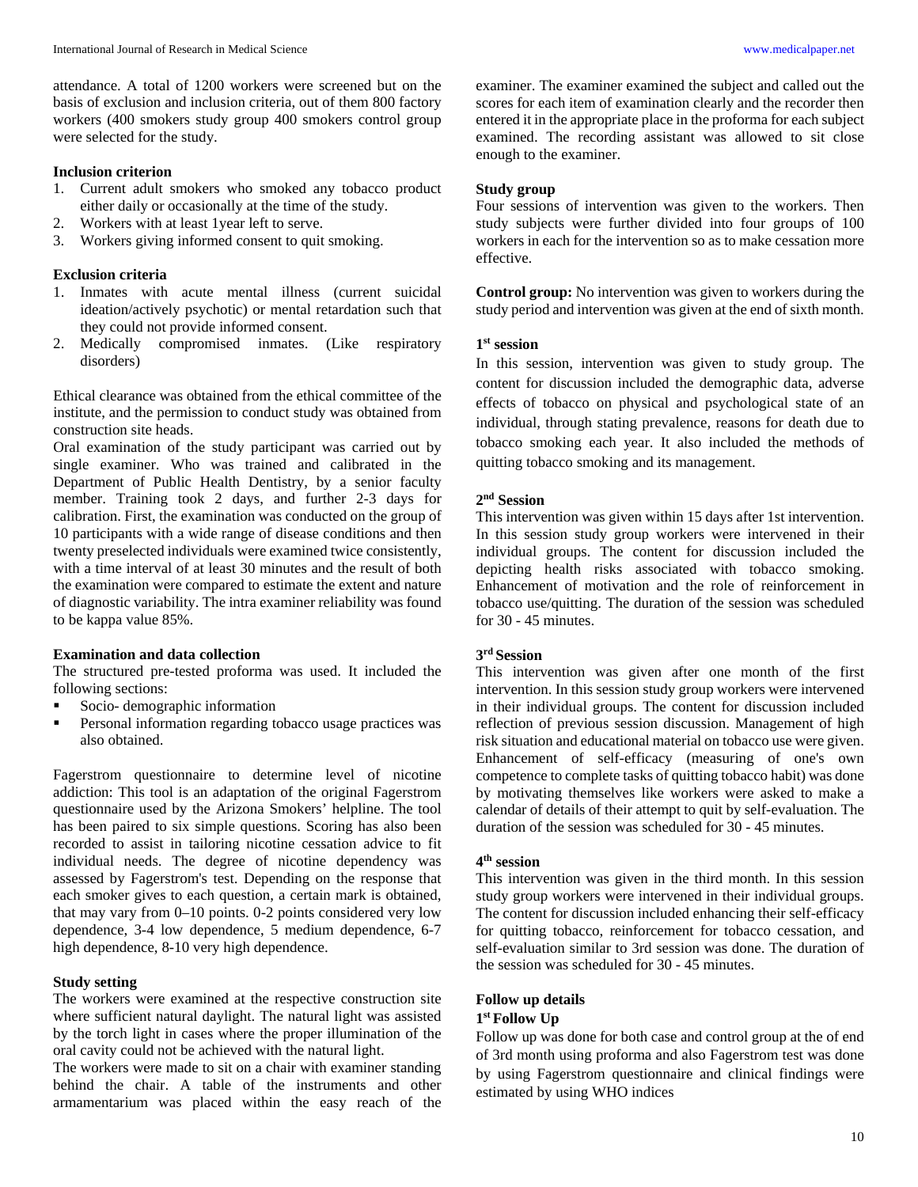attendance. A total of 1200 workers were screened but on the basis of exclusion and inclusion criteria, out of them 800 factory workers (400 smokers study group 400 smokers control group were selected for the study.

### Inclusion criterion

1. Current adult smokers who smoked any tobacco product either daily or occasionally at the time of the study.
2. Workers with at least 1year left to serve.
3. Workers giving informed consent to quit smoking.

### Exclusion criteria

1. Inmates with acute mental illness (current suicidal ideation/actively psychotic) or mental retardation such that they could not provide informed consent.
2. Medically compromised inmates. (Like respiratory disorders)

Ethical clearance was obtained from the ethical committee of the institute, and the permission to conduct study was obtained from construction site heads.

Oral examination of the study participant was carried out by single examiner. Who was trained and calibrated in the Department of Public Health Dentistry, by a senior faculty member. Training took 2 days, and further 2-3 days for calibration. First, the examination was conducted on the group of 10 participants with a wide range of disease conditions and then twenty preselected individuals were examined twice consistently, with a time interval of at least 30 minutes and the result of both the examination were compared to estimate the extent and nature of diagnostic variability. The intra examiner reliability was found to be kappa value 85%.

### Examination and data collection

The structured pre-tested proforma was used. It included the following sections:

- Socio- demographic information
- Personal information regarding tobacco usage practices was also obtained.

Fagerstrom questionnaire to determine level of nicotine addiction: This tool is an adaptation of the original Fagerstrom questionnaire used by the Arizona Smokers' helpline. The tool has been paired to six simple questions. Scoring has also been recorded to assist in tailoring nicotine cessation advice to fit individual needs. The degree of nicotine dependency was assessed by Fagerstrom's test. Depending on the response that each smoker gives to each question, a certain mark is obtained, that may vary from 0–10 points. 0-2 points considered very low dependence, 3-4 low dependence, 5 medium dependence, 6-7 high dependence, 8-10 very high dependence.

### Study setting

The workers were examined at the respective construction site where sufficient natural daylight. The natural light was assisted by the torch light in cases where the proper illumination of the oral cavity could not be achieved with the natural light.

The workers were made to sit on a chair with examiner standing behind the chair. A table of the instruments and other armamentarium was placed within the easy reach of the examiner. The examiner examined the subject and called out the scores for each item of examination clearly and the recorder then entered it in the appropriate place in the proforma for each subject examined. The recording assistant was allowed to sit close enough to the examiner.

### Study group

Four sessions of intervention was given to the workers. Then study subjects were further divided into four groups of 100 workers in each for the intervention so as to make cessation more effective.

**Control group:** No intervention was given to workers during the study period and intervention was given at the end of sixth month.

### 1st session

In this session, intervention was given to study group. The content for discussion included the demographic data, adverse effects of tobacco on physical and psychological state of an individual, through stating prevalence, reasons for death due to tobacco smoking each year. It also included the methods of quitting tobacco smoking and its management.

### 2nd Session

This intervention was given within 15 days after 1st intervention. In this session study group workers were intervened in their individual groups. The content for discussion included the depicting health risks associated with tobacco smoking. Enhancement of motivation and the role of reinforcement in tobacco use/quitting. The duration of the session was scheduled for 30 - 45 minutes.

### 3rd Session

This intervention was given after one month of the first intervention. In this session study group workers were intervened in their individual groups. The content for discussion included reflection of previous session discussion. Management of high risk situation and educational material on tobacco use were given. Enhancement of self-efficacy (measuring of one's own competence to complete tasks of quitting tobacco habit) was done by motivating themselves like workers were asked to make a calendar of details of their attempt to quit by self-evaluation. The duration of the session was scheduled for 30 - 45 minutes.

### 4th session

This intervention was given in the third month. In this session study group workers were intervened in their individual groups. The content for discussion included enhancing their self-efficacy for quitting tobacco, reinforcement for tobacco cessation, and self-evaluation similar to 3rd session was done. The duration of the session was scheduled for 30 - 45 minutes.

### Follow up details

#### 1st Follow Up

Follow up was done for both case and control group at the of end of 3rd month using proforma and also Fagerstrom test was done by using Fagerstrom questionnaire and clinical findings were estimated by using WHO indices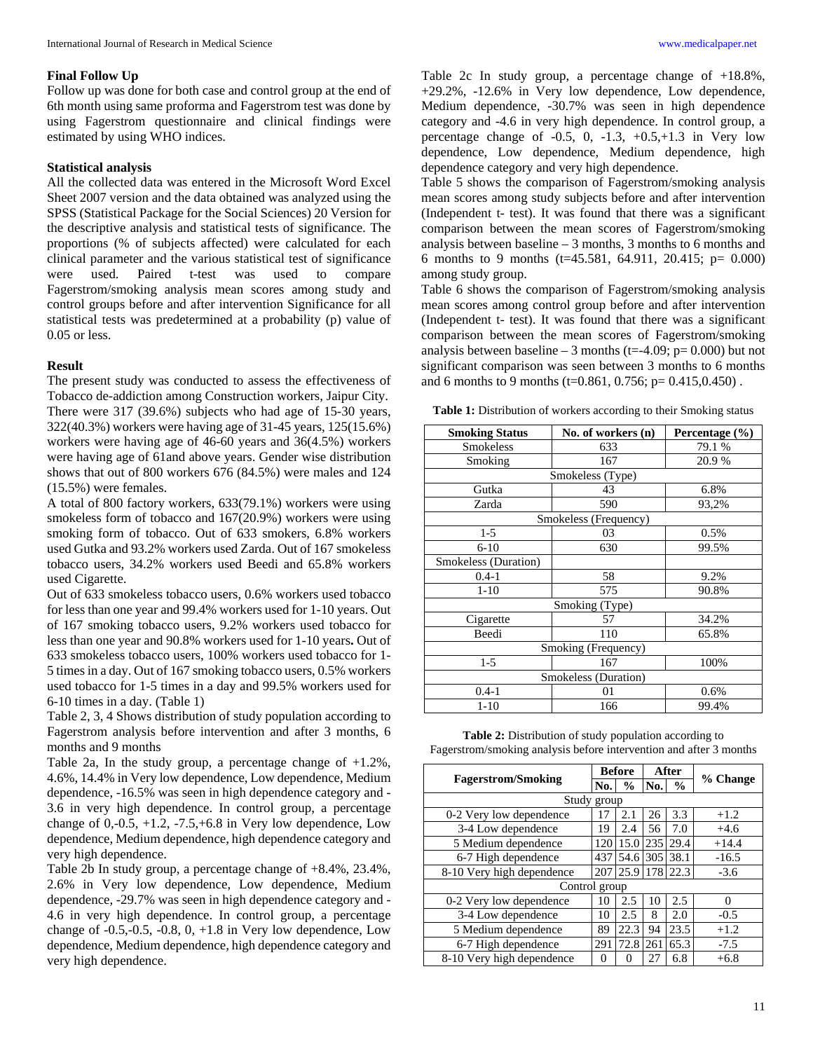### Final Follow Up

Follow up was done for both case and control group at the end of 6th month using same proforma and Fagerstrom test was done by using Fagerstrom questionnaire and clinical findings were estimated by using WHO indices.

### Statistical analysis

All the collected data was entered in the Microsoft Word Excel Sheet 2007 version and the data obtained was analyzed using the SPSS (Statistical Package for the Social Sciences) 20 Version for the descriptive analysis and statistical tests of significance. The proportions (% of subjects affected) were calculated for each clinical parameter and the various statistical test of significance were used. Paired t-test was used to compare Fagerstrom/smoking analysis mean scores among study and control groups before and after intervention Significance for all statistical tests was predetermined at a probability (p) value of 0.05 or less.

### Result

The present study was conducted to assess the effectiveness of Tobacco de-addiction among Construction workers, Jaipur City. There were 317 (39.6%) subjects who had age of 15-30 years, 322(40.3%) workers were having age of 31-45 years, 125(15.6%) workers were having age of 46-60 years and 36(4.5%) workers were having age of 61and above years. Gender wise distribution shows that out of 800 workers 676 (84.5%) were males and 124 (15.5%) were females.

A total of 800 factory workers, 633(79.1%) workers were using smokeless form of tobacco and 167(20.9%) workers were using smoking form of tobacco. Out of 633 smokers, 6.8% workers used Gutka and 93.2% workers used Zarda. Out of 167 smokeless tobacco users, 34.2% workers used Beedi and 65.8% workers used Cigarette.

Out of 633 smokeless tobacco users, 0.6% workers used tobacco for less than one year and 99.4% workers used for 1-10 years. Out of 167 smoking tobacco users, 9.2% workers used tobacco for less than one year and 90.8% workers used for 1-10 years**.** Out of 633 smokeless tobacco users, 100% workers used tobacco for 1-5 times in a day. Out of 167 smoking tobacco users, 0.5% workers used tobacco for 1-5 times in a day and 99.5% workers used for 6-10 times in a day. (Table 1)

Table 2, 3, 4 Shows distribution of study population according to Fagerstrom analysis before intervention and after 3 months, 6 months and 9 months

Table 2a, In the study group, a percentage change of +1.2%, 4.6%, 14.4% in Very low dependence, Low dependence, Medium dependence, -16.5% was seen in high dependence category and -3.6 in very high dependence. In control group, a percentage change of 0,-0.5, +1.2, -7.5,+6.8 in Very low dependence, Low dependence, Medium dependence, high dependence category and very high dependence.

Table 2b In study group, a percentage change of +8.4%, 23.4%, 2.6% in Very low dependence, Low dependence, Medium dependence, -29.7% was seen in high dependence category and -4.6 in very high dependence. In control group, a percentage change of -0.5,-0.5, -0.8, 0, +1.8 in Very low dependence, Low dependence, Medium dependence, high dependence category and very high dependence.

Table 2c In study group, a percentage change of +18.8%, +29.2%, -12.6% in Very low dependence, Low dependence, Medium dependence, -30.7% was seen in high dependence category and -4.6 in very high dependence. In control group, a percentage change of -0.5, 0, -1.3, +0.5,+1.3 in Very low dependence, Low dependence, Medium dependence, high dependence category and very high dependence.

Table 5 shows the comparison of Fagerstrom/smoking analysis mean scores among study subjects before and after intervention (Independent t- test). It was found that there was a significant comparison between the mean scores of Fagerstrom/smoking analysis between baseline – 3 months, 3 months to 6 months and 6 months to 9 months (t=45.581, 64.911, 20.415; p= 0.000) among study group.

Table 6 shows the comparison of Fagerstrom/smoking analysis mean scores among control group before and after intervention (Independent t- test). It was found that there was a significant comparison between the mean scores of Fagerstrom/smoking analysis between baseline – 3 months (t=-4.09; p= 0.000) but not significant comparison was seen between 3 months to 6 months and 6 months to 9 months (t=0.861, 0.756; p= 0.415,0.450) .

**Table 1:** Distribution of workers according to their Smoking status

| Smoking Status | No. of workers (n) | Percentage (%) |
|---|---|---|
| Smokeless | 633 | 79.1 % |
| Smoking | 167 | 20.9 % |
| Smokeless (Type) | | |
| Gutka | 43 | 6.8% |
| Zarda | 590 | 93,2% |
| Smokeless (Frequency) | | |
| 1-5 | 03 | 0.5% |
| 6-10 | 630 | 99.5% |
| Smokeless (Duration) | | |
| 0.4-1 | 58 | 9.2% |
| 1-10 | 575 | 90.8% |
| Smoking (Type) | | |
| Cigarette | 57 | 34.2% |
| Beedi | 110 | 65.8% |
| Smoking (Frequency) | | |
| 1-5 | 167 | 100% |
| Smokeless (Duration) | | |
| 0.4-1 | 01 | 0.6% |
| 1-10 | 166 | 99.4% |

**Table 2:** Distribution of study population according to Fagerstrom/smoking analysis before intervention and after 3 months

| Fagerstrom/Smoking | Before | | After | | % Change |
|---|---|---|---|---|---|
| | No. | % | No. | % | |
| Study group | | | | | |
| 0-2 Very low dependence | 17 | 2.1 | 26 | 3.3 | +1.2 |
| 3-4 Low dependence | 19 | 2.4 | 56 | 7.0 | +4.6 |
| 5 Medium dependence | 120 | 15.0 | 235 | 29.4 | +14.4 |
| 6-7 High dependence | 437 | 54.6 | 305 | 38.1 | -16.5 |
| 8-10 Very high dependence | 207 | 25.9 | 178 | 22.3 | -3.6 |
| Control group | | | | | |
| 0-2 Very low dependence | 10 | 2.5 | 10 | 2.5 | 0 |
| 3-4 Low dependence | 10 | 2.5 | 8 | 2.0 | -0.5 |
| 5 Medium dependence | 89 | 22.3 | 94 | 23.5 | +1.2 |
| 6-7 High dependence | 291 | 72.8 | 261 | 65.3 | -7.5 |
| 8-10 Very high dependence | 0 | 0 | 27 | 6.8 | +6.8 |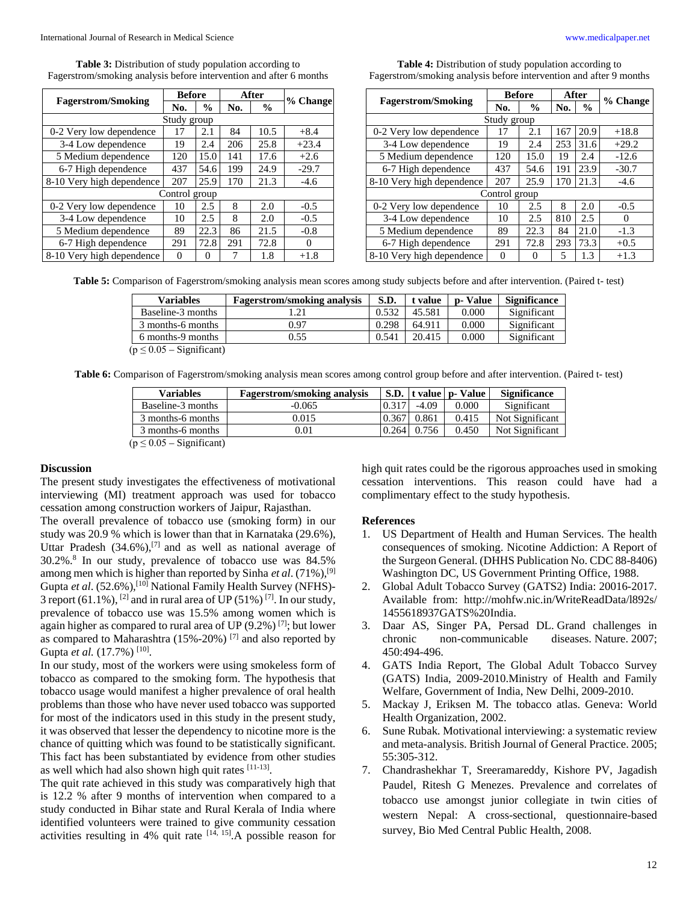**Table 3:** Distribution of study population according to Fagerstrom/smoking analysis before intervention and after 6 months

| Fagerstrom/Smoking | Before | | After | | % Change |
|---|---|---|---|---|---|
| | No. | % | No. | % | |
| Study group | | | | | |
| 0-2 Very low dependence | 17 | 2.1 | 84 | 10.5 | +8.4 |
| 3-4 Low dependence | 19 | 2.4 | 206 | 25.8 | +23.4 |
| 5 Medium dependence | 120 | 15.0 | 141 | 17.6 | +2.6 |
| 6-7 High dependence | 437 | 54.6 | 199 | 24.9 | -29.7 |
| 8-10 Very high dependence | 207 | 25.9 | 170 | 21.3 | -4.6 |
| Control group | | | | | |
| 0-2 Very low dependence | 10 | 2.5 | 8 | 2.0 | -0.5 |
| 3-4 Low dependence | 10 | 2.5 | 8 | 2.0 | -0.5 |
| 5 Medium dependence | 89 | 22.3 | 86 | 21.5 | -0.8 |
| 6-7 High dependence | 291 | 72.8 | 291 | 72.8 | 0 |
| 8-10 Very high dependence | 0 | 0 | 7 | 1.8 | +1.8 |

**Table 4:** Distribution of study population according to Fagerstrom/smoking analysis before intervention and after 9 months

| Fagerstrom/Smoking | Before | | After | | % Change |
|---|---|---|---|---|---|
| | No. | % | No. | % | |
| Study group | | | | | |
| 0-2 Very low dependence | 17 | 2.1 | 167 | 20.9 | +18.8 |
| 3-4 Low dependence | 19 | 2.4 | 253 | 31.6 | +29.2 |
| 5 Medium dependence | 120 | 15.0 | 19 | 2.4 | -12.6 |
| 6-7 High dependence | 437 | 54.6 | 191 | 23.9 | -30.7 |
| 8-10 Very high dependence | 207 | 25.9 | 170 | 21.3 | -4.6 |
| Control group | | | | | |
| 0-2 Very low dependence | 10 | 2.5 | 8 | 2.0 | -0.5 |
| 3-4 Low dependence | 10 | 2.5 | 810 | 2.5 | 0 |
| 5 Medium dependence | 89 | 22.3 | 84 | 21.0 | -1.3 |
| 6-7 High dependence | 291 | 72.8 | 293 | 73.3 | +0.5 |
| 8-10 Very high dependence | 0 | 0 | 5 | 1.3 | +1.3 |

**Table 5:** Comparison of Fagerstrom/smoking analysis mean scores among study subjects before and after intervention. (Paired t- test)

| Variables | Fagerstrom/smoking analysis | S.D. | t value | p- Value | Significance |
|---|---|---|---|---|---|
| Baseline-3 months | 1.21 | 0.532 | 45.581 | 0.000 | Significant |
| 3 months-6 months | 0.97 | 0.298 | 64.911 | 0.000 | Significant |
| 6 months-9 months | 0.55 | 0.541 | 20.415 | 0.000 | Significant |

($p \leq 0.05$ – Significant)

**Table 6:** Comparison of Fagerstrom/smoking analysis mean scores among control group before and after intervention. (Paired t- test)

| Variables | Fagerstrom/smoking analysis | S.D. | t value | p- Value | Significance |
|---|---|---|---|---|---|
| Baseline-3 months | -0.065 | 0.317 | -4.09 | 0.000 | Significant |
| 3 months-6 months | 0.015 | 0.367 | 0.861 | 0.415 | Not Significant |
| 3 months-6 months | 0.01 | 0.264 | 0.756 | 0.450 | Not Significant |

($p \leq 0.05$ – Significant)

## Discussion

The present study investigates the effectiveness of motivational interviewing (MI) treatment approach was used for tobacco cessation among construction workers of Jaipur, Rajasthan.

The overall prevalence of tobacco use (smoking form) in our study was 20.9 % which is lower than that in Karnataka (29.6%), Uttar Pradesh (34.6%),[7] and as well as national average of 30.2%.[8] In our study, prevalence of tobacco use was 84.5% among men which is higher than reported by Sinha *et al*. (71%),[9] Gupta *et al*. (52.6%),[10] National Family Health Survey (NFHS)-3 report (61.1%), [2] and in rural area of UP (51%) [7]. In our study, prevalence of tobacco use was 15.5% among women which is again higher as compared to rural area of UP (9.2%) [7]; but lower as compared to Maharashtra (15%-20%) [7] and also reported by Gupta *et al.* (17.7%) [10].

In our study, most of the workers were using smokeless form of tobacco as compared to the smoking form. The hypothesis that tobacco usage would manifest a higher prevalence of oral health problems than those who have never used tobacco was supported for most of the indicators used in this study in the present study, it was observed that lesser the dependency to nicotine more is the chance of quitting which was found to be statistically significant. This fact has been substantiated by evidence from other studies as well which had also shown high quit rates [11-13].

The quit rate achieved in this study was comparatively high that is 12.2 % after 9 months of intervention when compared to a study conducted in Bihar state and Rural Kerala of India where identified volunteers were trained to give community cessation activities resulting in 4% quit rate [14, 15].A possible reason for high quit rates could be the rigorous approaches used in smoking cessation interventions. This reason could have had a complimentary effect to the study hypothesis.

## References

1. US Department of Health and Human Services. The health consequences of smoking. Nicotine Addiction: A Report of the Surgeon General. (DHHS Publication No. CDC 88-8406) Washington DC, US Government Printing Office, 1988.
2. Global Adult Tobacco Survey (GATS2) India: 20016-2017. Available from: http://mohfw.nic.in/WriteReadData/l892s/1455618937GATS%20India.
3. Daar AS, Singer PA, Persad DL. Grand challenges in chronic non-communicable diseases. Nature. 2007; 450:494-496.
4. GATS India Report, The Global Adult Tobacco Survey (GATS) India, 2009-2010.Ministry of Health and Family Welfare, Government of India, New Delhi, 2009-2010.
5. Mackay J, Eriksen M. The tobacco atlas. Geneva: World Health Organization, 2002.
6. Sune Rubak. Motivational interviewing: a systematic review and meta-analysis. British Journal of General Practice. 2005; 55:305-312.
7. Chandrashekhar T, Sreeramareddy, Kishore PV, Jagadish Paudel, Ritesh G Menezes. Prevalence and correlates of tobacco use amongst junior collegiate in twin cities of western Nepal: A cross-sectional, questionnaire-based survey, Bio Med Central Public Health, 2008.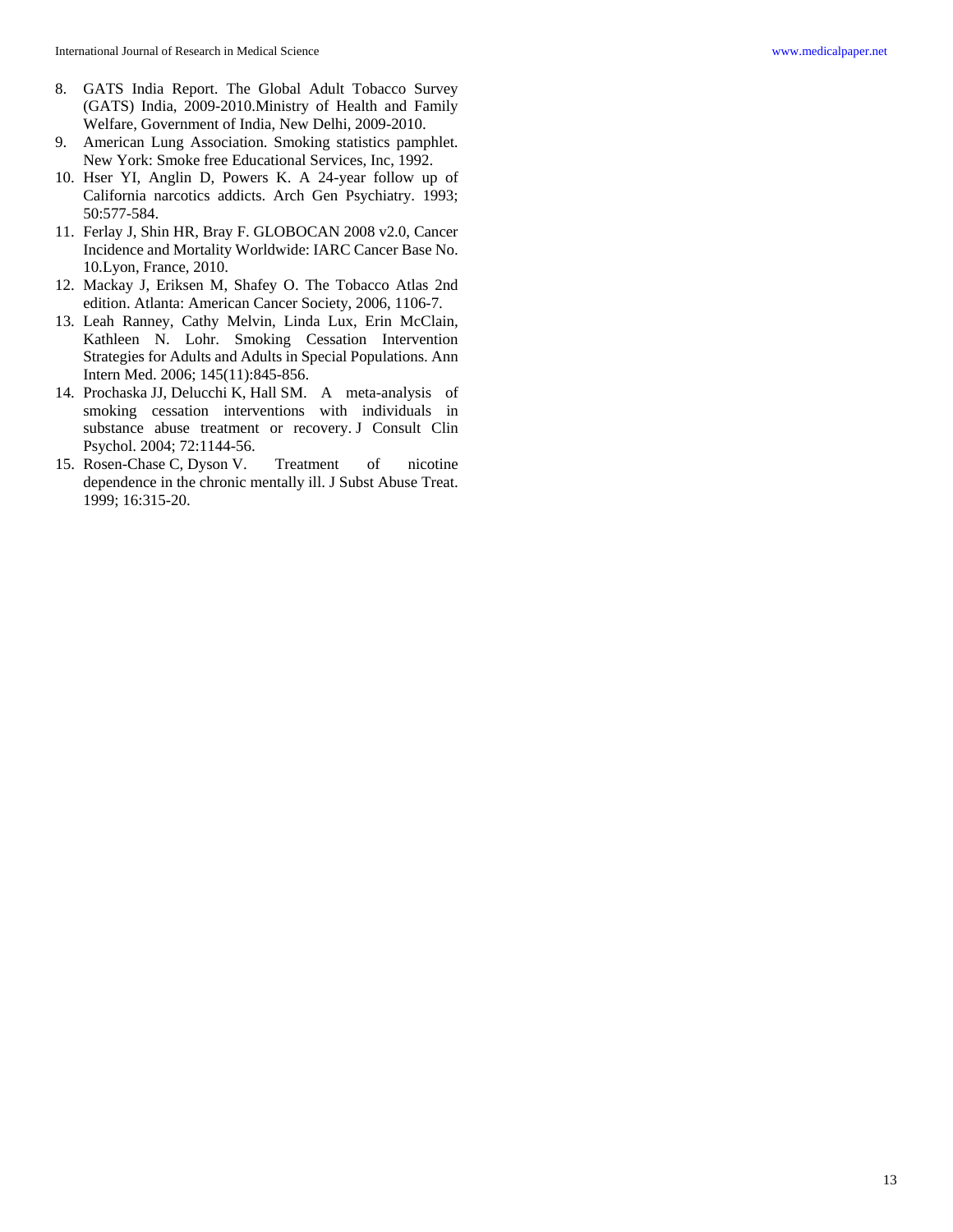8. GATS India Report. The Global Adult Tobacco Survey (GATS) India, 2009-2010.Ministry of Health and Family Welfare, Government of India, New Delhi, 2009-2010.
9. American Lung Association. Smoking statistics pamphlet. New York: Smoke free Educational Services, Inc, 1992.
10. Hser YI, Anglin D, Powers K. A 24-year follow up of California narcotics addicts. Arch Gen Psychiatry. 1993; 50:577-584.
11. Ferlay J, Shin HR, Bray F. GLOBOCAN 2008 v2.0, Cancer Incidence and Mortality Worldwide: IARC Cancer Base No. 10.Lyon, France, 2010.
12. Mackay J, Eriksen M, Shafey O. The Tobacco Atlas 2nd edition. Atlanta: American Cancer Society, 2006, 1106-7.
13. Leah Ranney, Cathy Melvin, Linda Lux, Erin McClain, Kathleen N. Lohr. Smoking Cessation Intervention Strategies for Adults and Adults in Special Populations. Ann Intern Med. 2006; 145(11):845-856.
14. Prochaska JJ, Delucchi K, Hall SM. A meta-analysis of smoking cessation interventions with individuals in substance abuse treatment or recovery. J Consult Clin Psychol. 2004; 72:1144-56.
15. Rosen-Chase C, Dyson V. Treatment of nicotine dependence in the chronic mentally ill. J Subst Abuse Treat. 1999; 16:315-20.